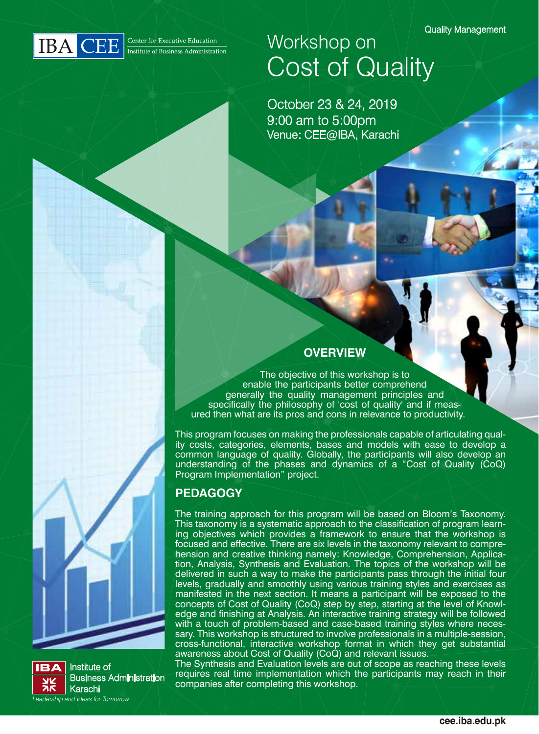IBA CEE Center for Executive Education
Institute of Business Administration

Quality Management

# Workshop on Cost of Quality

October 23 & 24, 2019
9:00 am to 5:00pm
Venue: CEE@IBA, Karachi

## OVERVIEW

The objective of this workshop is to enable the participants better comprehend generally the quality management principles and specifically the philosophy of 'cost of quality' and if measured then what are its pros and cons in relevance to productivity.

This program focuses on making the professionals capable of articulating quality costs, categories, elements, bases and models with ease to develop a common language of quality. Globally, the participants will also develop an understanding of the phases and dynamics of a "Cost of Quality (CoQ) Program Implementation" project.

## PEDAGOGY

The training approach for this program will be based on Bloom's Taxonomy. This taxonomy is a systematic approach to the classification of program learning objectives which provides a framework to ensure that the workshop is focused and effective. There are six levels in the taxonomy relevant to comprehension and creative thinking namely: Knowledge, Comprehension, Application, Analysis, Synthesis and Evaluation. The topics of the workshop will be delivered in such a way to make the participants pass through the initial four levels, gradually and smoothly using various training styles and exercises as manifested in the next section. It means a participant will be exposed to the concepts of Cost of Quality (CoQ) step by step, starting at the level of Knowledge and finishing at Analysis. An interactive training strategy will be followed with a touch of problem-based and case-based training styles where necessary. This workshop is structured to involve professionals in a multiple-session, cross-functional, interactive workshop format in which they get substantial awareness about Cost of Quality (CoQ) and relevant issues.
The Synthesis and Evaluation levels are out of scope as reaching these levels requires real time implementation which the participants may reach in their companies after completing this workshop.

IBA Institute of Business Administration Karachi
*Leadership and Ideas for Tomorrow*

cee.iba.edu.pk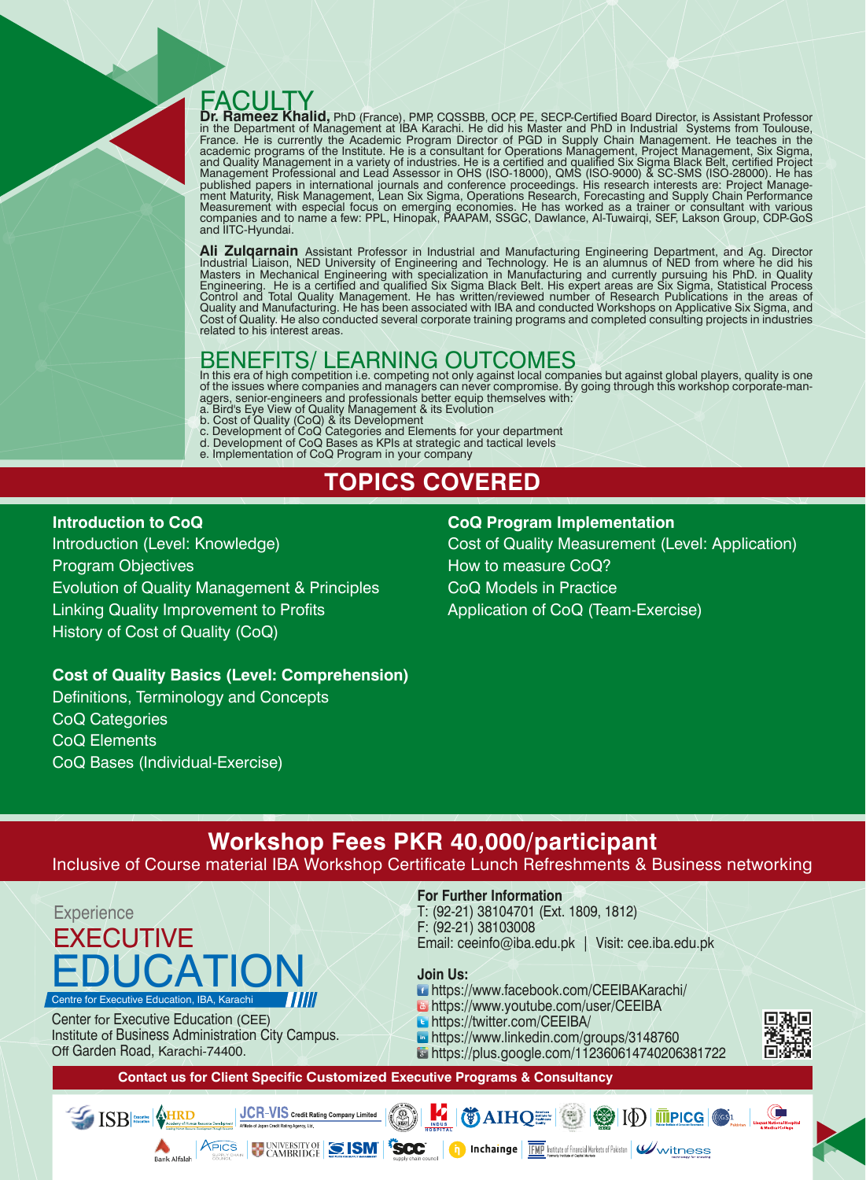# FACULTY

**Dr. Rameez Khalid,** PhD (France), PMP, CQSSBB, OCP, PE, SECP-Certified Board Director, is Assistant Professor in the Department of Management at IBA Karachi. He did his Master and PhD in Industrial Systems from Toulouse, France. He is currently the Academic Program Director of PGD in Supply Chain Management. He teaches in the academic programs of the Institute. He is a consultant for Operations Management, Project Management, Six Sigma, and Quality Management in a variety of industries. He is a certified and qualified Six Sigma Black Belt, certified Project Management Professional and Lead Assessor in OHS (ISO-18000), QMS (ISO-9000) & SC-SMS (ISO-28000). He has published papers in international journals and conference proceedings. His research interests are: Project Management Maturity, Risk Management, Lean Six Sigma, Operations Research, Forecasting and Supply Chain Performance Measurement with especial focus on emerging economies. He has worked as a trainer or consultant with various companies and to name a few: PPL, Hinopak, PAAPAM, SSGC, Dawlance, Al-Tuwairqi, SEF, Lakson Group, CDP-GoS and IITC-Hyundai.

**Ali Zulqarnain** Assistant Professor in Industrial and Manufacturing Engineering Department, and Ag. Director Industrial Liaison, NED University of Engineering and Technology. He is an alumnus of NED from where he did his Masters in Mechanical Engineering with specialization in Manufacturing and currently pursuing his PhD. in Quality Engineering. He is a certified and qualified Six Sigma Black Belt. His expert areas are Six Sigma, Statistical Process Control and Total Quality Management. He has written/reviewed number of Research Publications in the areas of Quality and Manufacturing. He has been associated with IBA and conducted Workshops on Applicative Six Sigma, and Cost of Quality. He also conducted several corporate training programs and completed consulting projects in industries related to his interest areas.

# BENEFITS/ LEARNING OUTCOMES

In this era of high competition i.e. competing not only against local companies but against global players, quality is one of the issues where companies and managers can never compromise. By going through this workshop corporate-managers, senior-engineers and professionals better equip themselves with:

a. Bird's Eye View of Quality Management & its Evolution
b. Cost of Quality (CoQ) & its Development
c. Development of CoQ Categories and Elements for your department
d. Development of CoQ Bases as KPIs at strategic and tactical levels
e. Implementation of CoQ Program in your company

# TOPICS COVERED

**Introduction to CoQ**

Introduction (Level: Knowledge)
Program Objectives
Evolution of Quality Management & Principles
Linking Quality Improvement to Profits
History of Cost of Quality (CoQ)

**Cost of Quality Basics (Level: Comprehension)**

Definitions, Terminology and Concepts
CoQ Categories
CoQ Elements
CoQ Bases (Individual-Exercise)

**CoQ Program Implementation**

Cost of Quality Measurement (Level: Application)
How to measure CoQ?
CoQ Models in Practice
Application of CoQ (Team-Exercise)

## Workshop Fees PKR 40,000/participant

Inclusive of Course material IBA Workshop Certificate Lunch Refreshments & Business networking

Experience
EXECUTIVE
EDUCATION
Centre for Executive Education, IBA, Karachi

Center for Executive Education (CEE)
Institute of Business Administration City Campus.
Off Garden Road, Karachi-74400.

**For Further Information**
T: (92-21) 38104701 (Ext. 1809, 1812)
F: (92-21) 38103008
Email: ceeinfo@iba.edu.pk | Visit: cee.iba.edu.pk

**Join Us:**
https://www.facebook.com/CEEIBAKarachi/
https://www.youtube.com/user/CEEIBA
https://twitter.com/CEEIBA/
https://www.linkedin.com/groups/3148760
https://plus.google.com/112360614740206381722

**Contact us for Client Specific Customized Executive Programs & Consultancy**